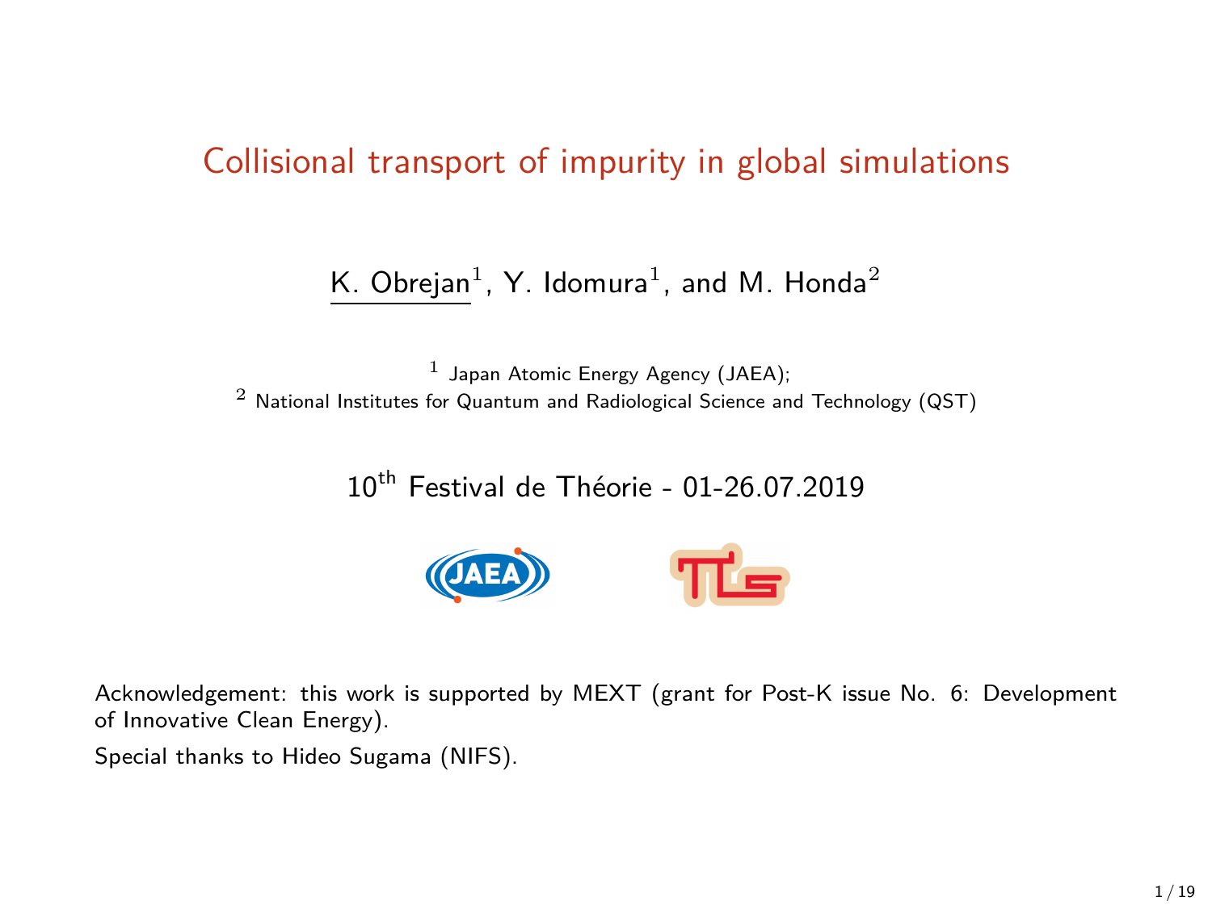# Collisional transport of impurity in global simulations

K. Obrejan[1], Y. Idomura[1], and M. Honda[2]

[1] Japan Atomic Energy Agency (JAEA);
[2] National Institutes for Quantum and Radiological Science and Technology (QST)

$10^{\text{th}}$ Festival de Théorie - 01-26.07.2019

Acknowledgement: this work is supported by MEXT (grant for Post-K issue No. 6: Development of Innovative Clean Energy).

Special thanks to Hideo Sugama (NIFS).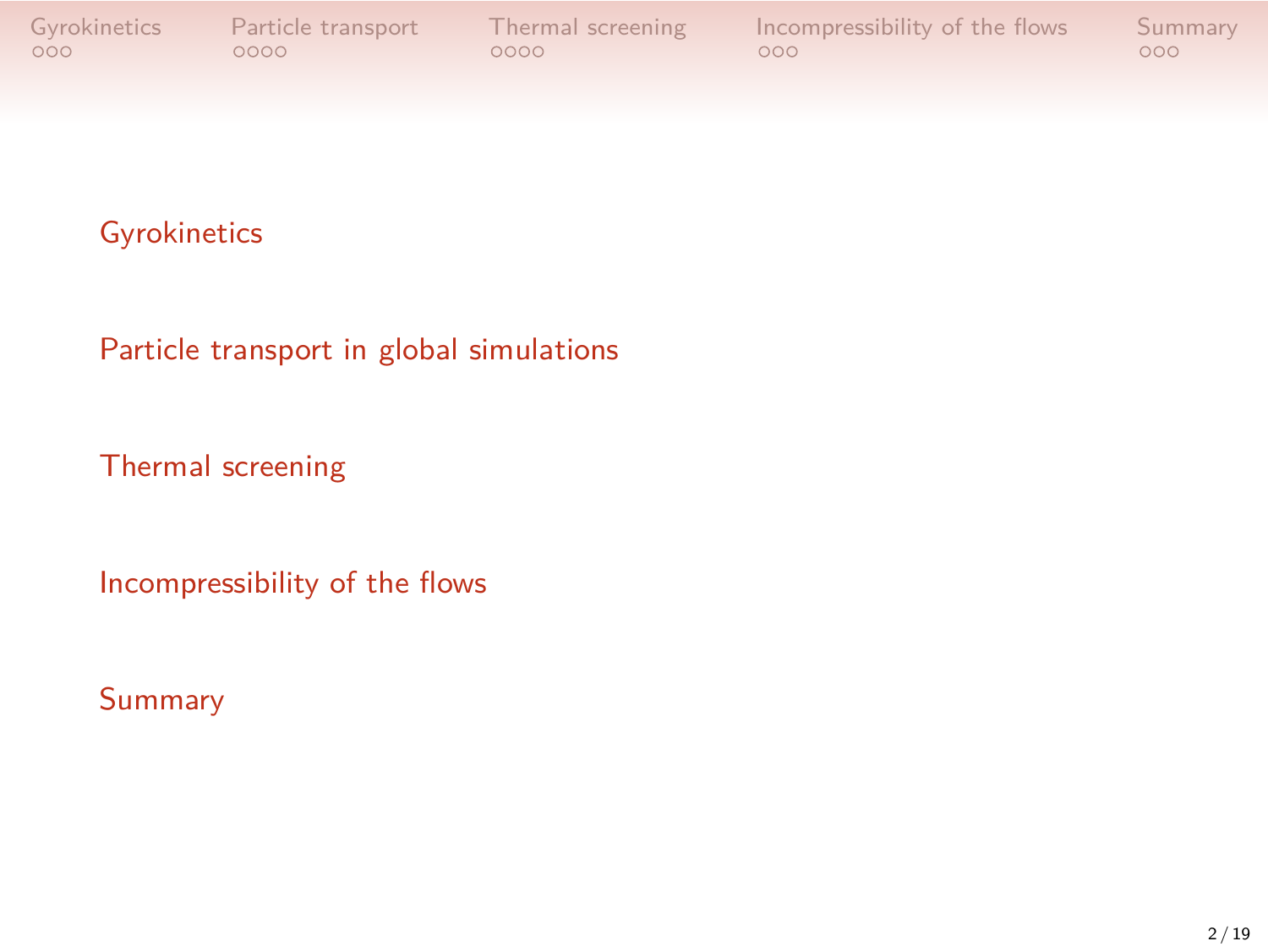- Gyrokinetics
- Particle transport in global simulations
- Thermal screening
- Incompressibility of the flows
- Summary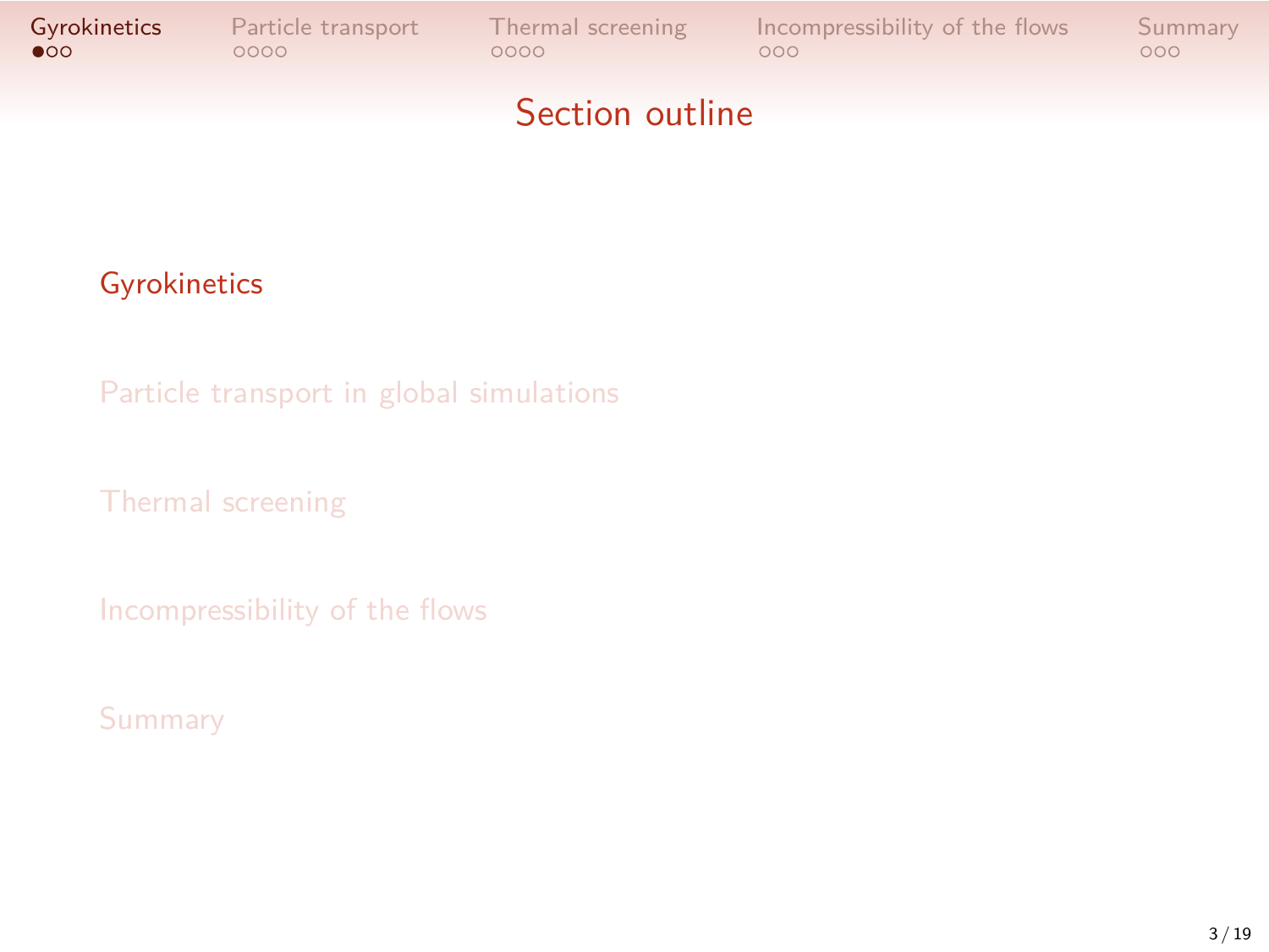# Section outline

- Gyrokinetics
- Particle transport in global simulations
- Thermal screening
- Incompressibility of the flows
- Summary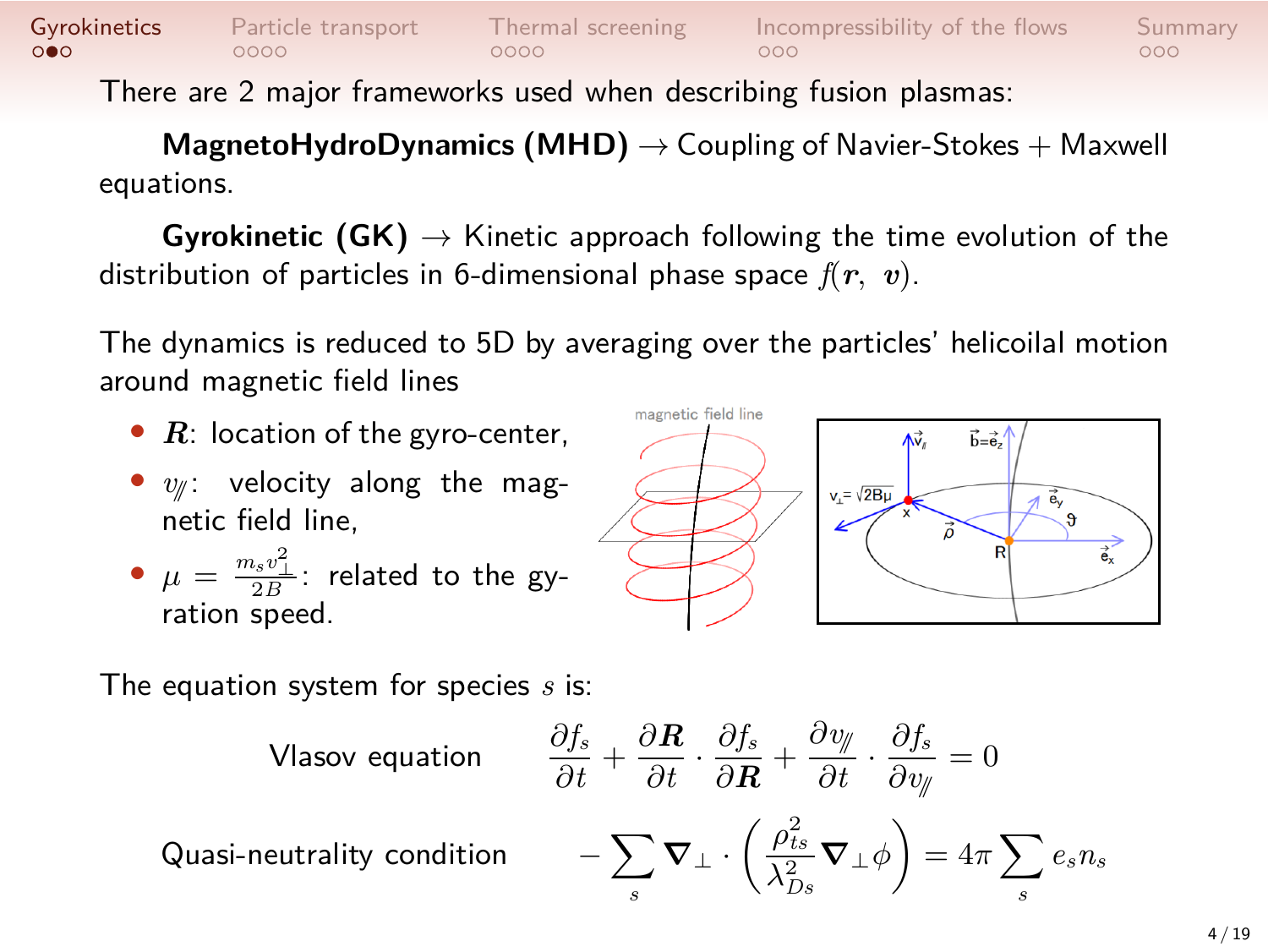There are 2 major frameworks used when describing fusion plasmas:

**MagnetoHydroDynamics (MHD)** → Coupling of Navier-Stokes + Maxwell equations.

**Gyrokinetic (GK)** → Kinetic approach following the time evolution of the distribution of particles in 6-dimensional phase space $f(\boldsymbol{r},\ \boldsymbol{v})$.

The dynamics is reduced to 5D by averaging over the particles' helicoilal motion around magnetic field lines

- $\boldsymbol{R}$: location of the gyro-center,
- $v_{/\!/}$: velocity along the magnetic field line,
- $\mu = \frac{m_s v_\perp^2}{2B}$: related to the gyration speed.

The equation system for species $s$ is:

Vlasov equation
$$\frac{\partial f_s}{\partial t} + \frac{\partial \boldsymbol{R}}{\partial t} \cdot \frac{\partial f_s}{\partial \boldsymbol{R}} + \frac{\partial v_{/\!/}}{\partial t} \cdot \frac{\partial f_s}{\partial v_{/\!/}} = 0$$

Quasi-neutrality condition
$$-\sum_s \boldsymbol{\nabla}_\perp \cdot \left( \frac{\rho_{ts}^2}{\lambda_{Ds}^2} \boldsymbol{\nabla}_\perp \phi \right) = 4\pi \sum_s e_s n_s$$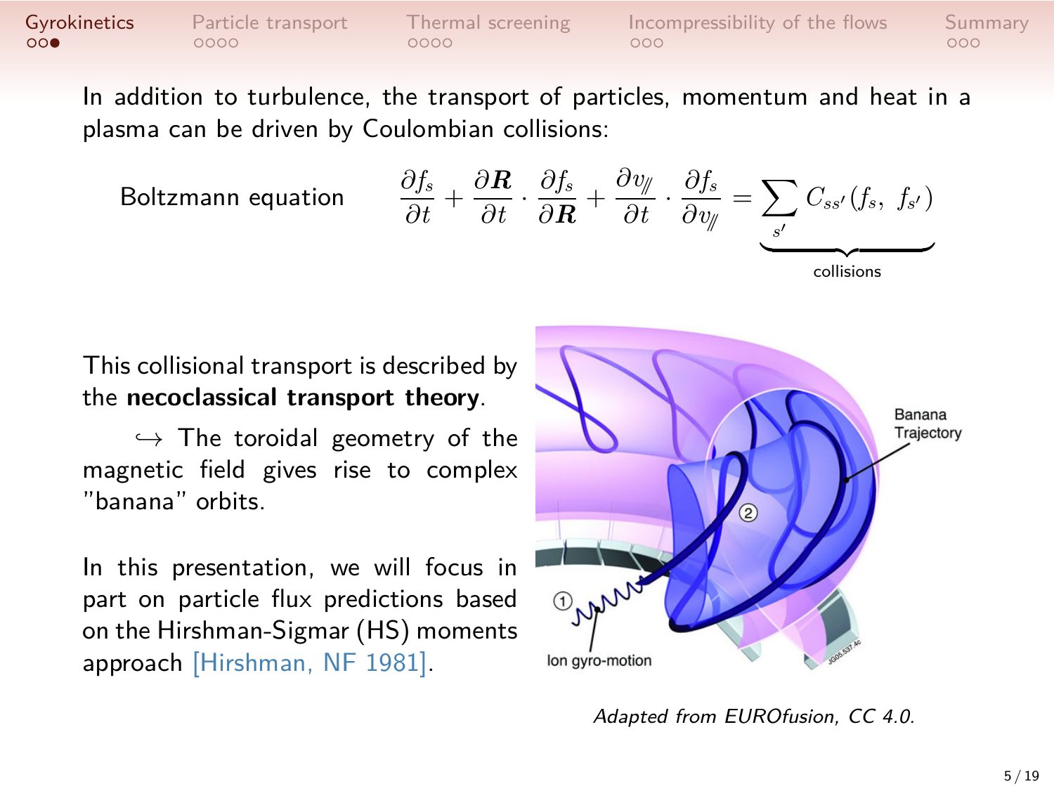In addition to turbulence, the transport of particles, momentum and heat in a plasma can be driven by Coulombian collisions:

Boltzmann equation
$$\frac{\partial f_s}{\partial t} + \frac{\partial \boldsymbol{R}}{\partial t} \cdot \frac{\partial f_s}{\partial \boldsymbol{R}} + \frac{\partial v_{/\!/}}{\partial t} \cdot \frac{\partial f_s}{\partial v_{/\!/}} = \underbrace{\sum_{s'} C_{ss'}(f_s,\ f_{s'})}_{\text{collisions}}$$

This collisional transport is described by the **necoclassical transport theory**.

↪ The toroidal geometry of the magnetic field gives rise to complex "banana" orbits.

In this presentation, we will focus in part on particle flux predictions based on the Hirshman-Sigmar (HS) moments approach [Hirshman, NF 1981].

*Adapted from EUROfusion, CC 4.0.*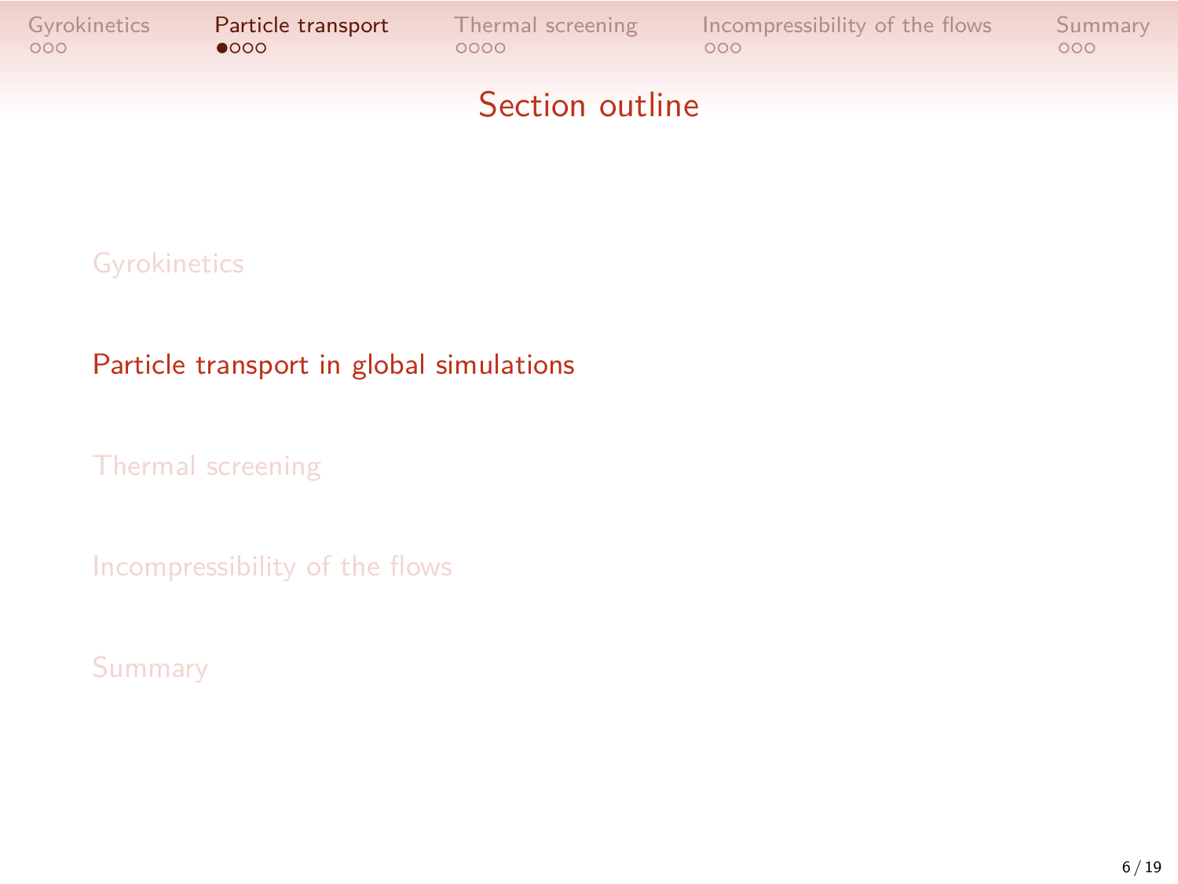# Section outline

- Gyrokinetics
- Particle transport in global simulations
- Thermal screening
- Incompressibility of the flows
- Summary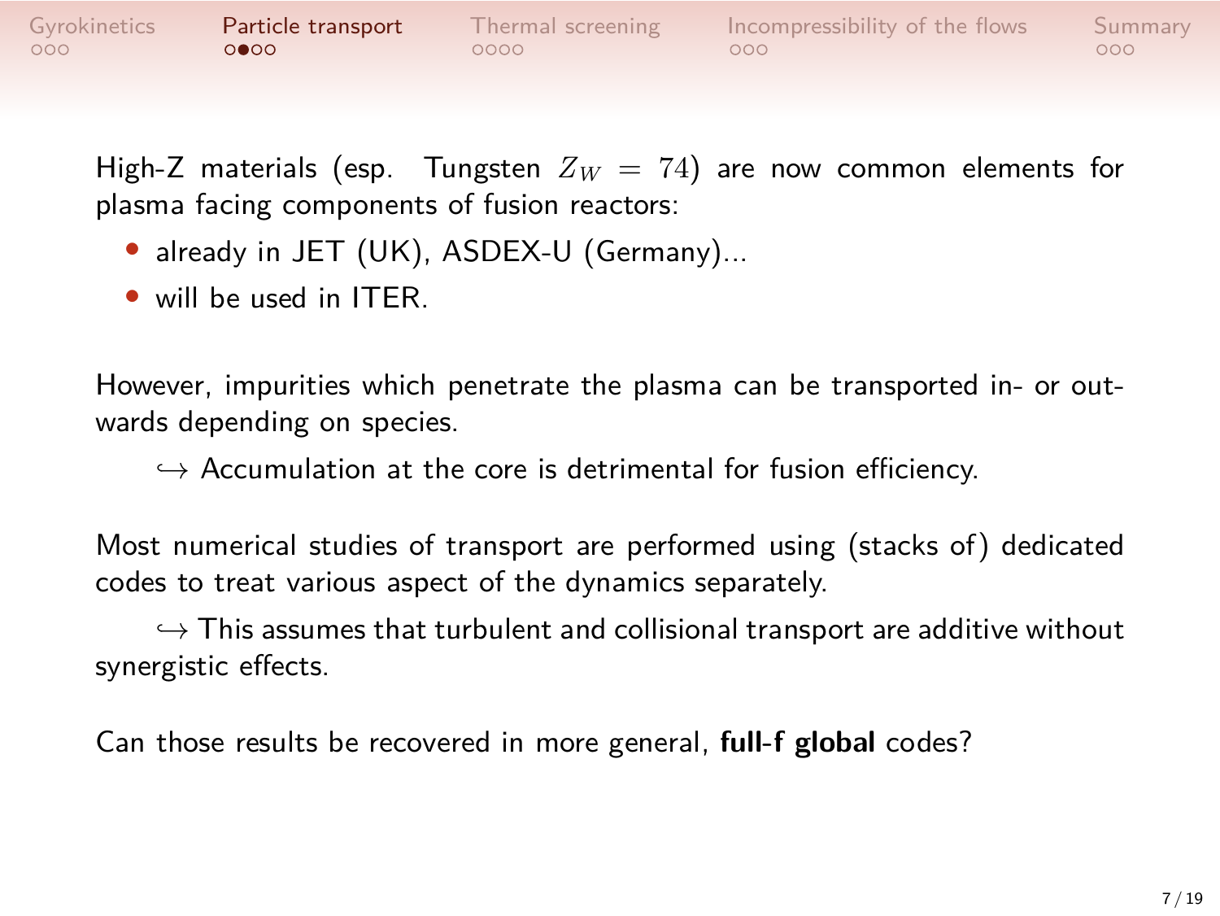High-Z materials (esp. Tungsten $Z_W = 74$) are now common elements for plasma facing components of fusion reactors:

- already in JET (UK), ASDEX-U (Germany)...
- will be used in ITER.

However, impurities which penetrate the plasma can be transported in- or outwards depending on species.

↪ Accumulation at the core is detrimental for fusion efficiency.

Most numerical studies of transport are performed using (stacks of) dedicated codes to treat various aspect of the dynamics separately.

↪ This assumes that turbulent and collisional transport are additive without synergistic effects.

Can those results be recovered in more general, **full-f global** codes?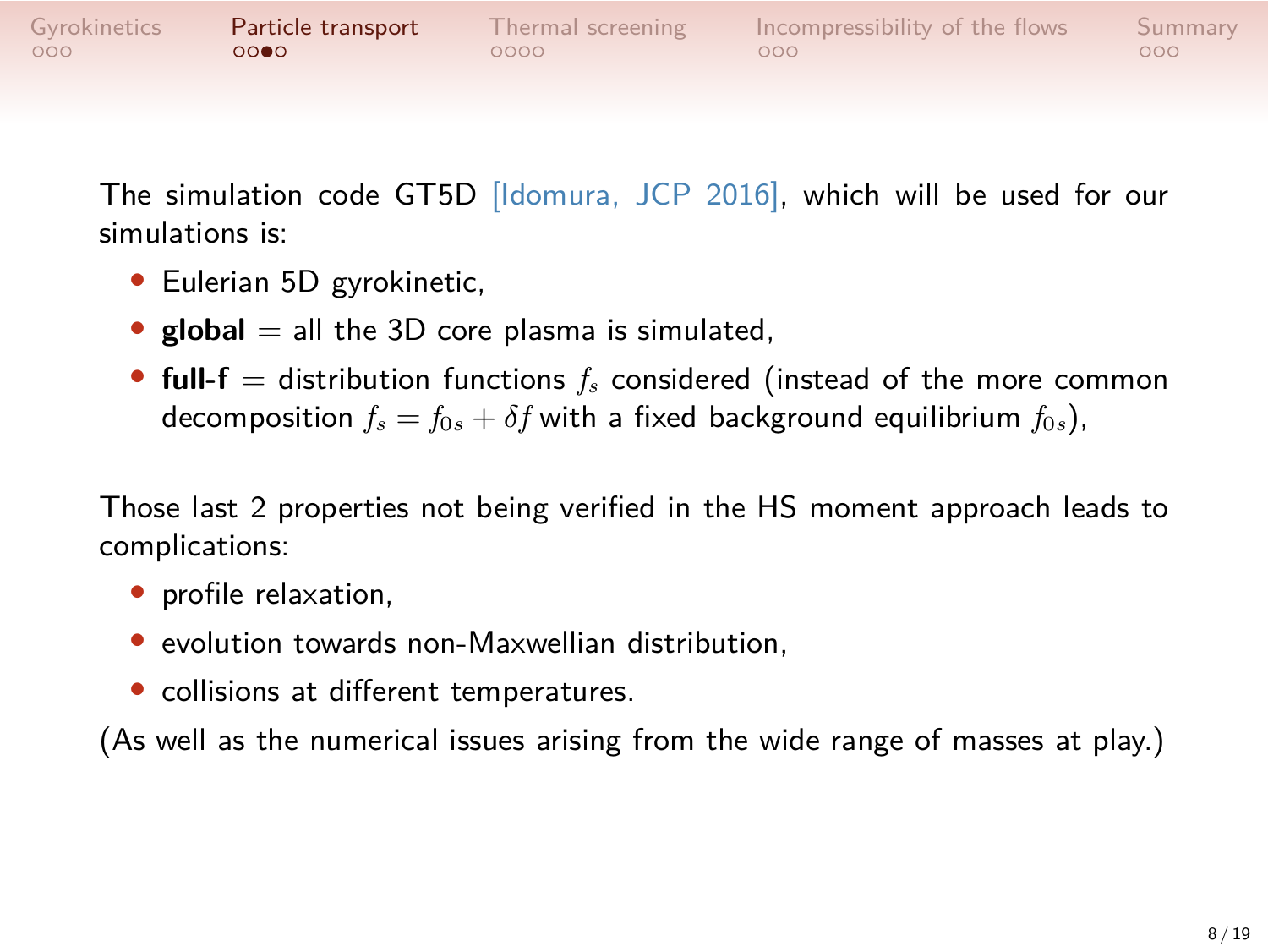The simulation code GT5D [Idomura, JCP 2016], which will be used for our simulations is:

- Eulerian 5D gyrokinetic,
- **global** = all the 3D core plasma is simulated,
- **full-f** = distribution functions $f_s$ considered (instead of the more common decomposition $f_s = f_{0s} + \delta f$ with a fixed background equilibrium $f_{0s}$),

Those last 2 properties not being verified in the HS moment approach leads to complications:

- profile relaxation,
- evolution towards non-Maxwellian distribution,
- collisions at different temperatures.

(As well as the numerical issues arising from the wide range of masses at play.)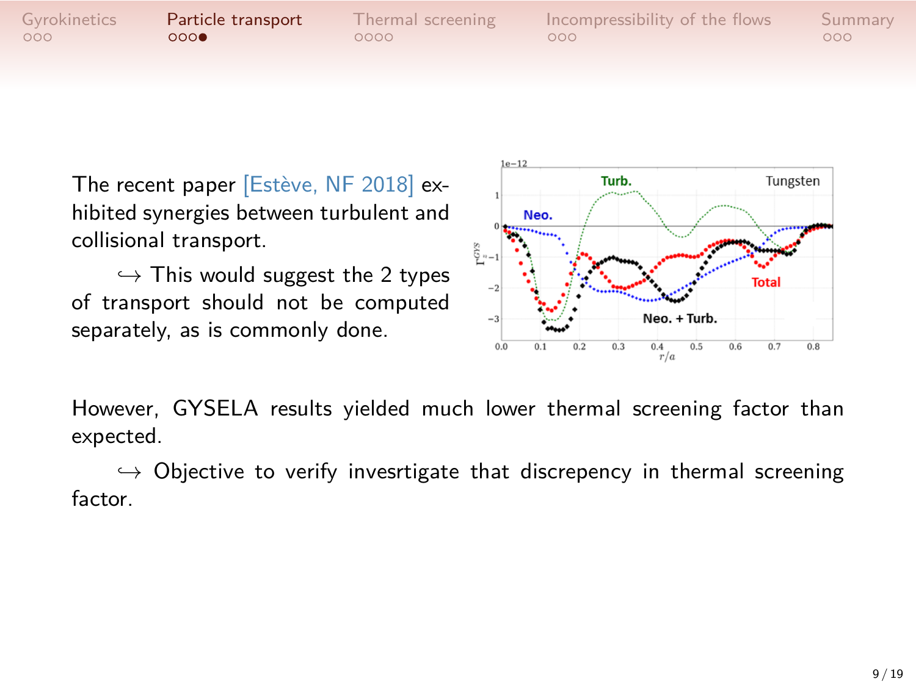The recent paper [Estève, NF 2018] exhibited synergies between turbulent and collisional transport.

$\hookrightarrow$ This would suggest the 2 types of transport should not be computed separately, as is commonly done.

However, GYSELA results yielded much lower thermal screening factor than expected.

$\hookrightarrow$ Objective to verify invesrtigate that discrepency in thermal screening factor.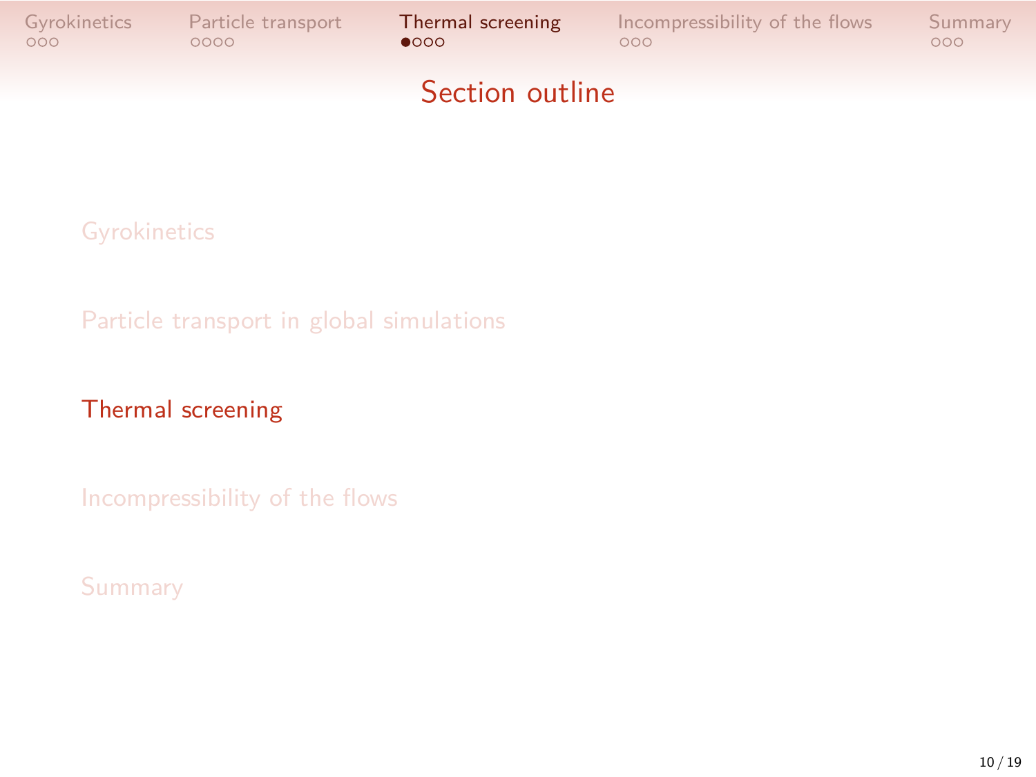## Section outline

- Gyrokinetics
- Particle transport in global simulations
- Thermal screening
- Incompressibility of the flows
- Summary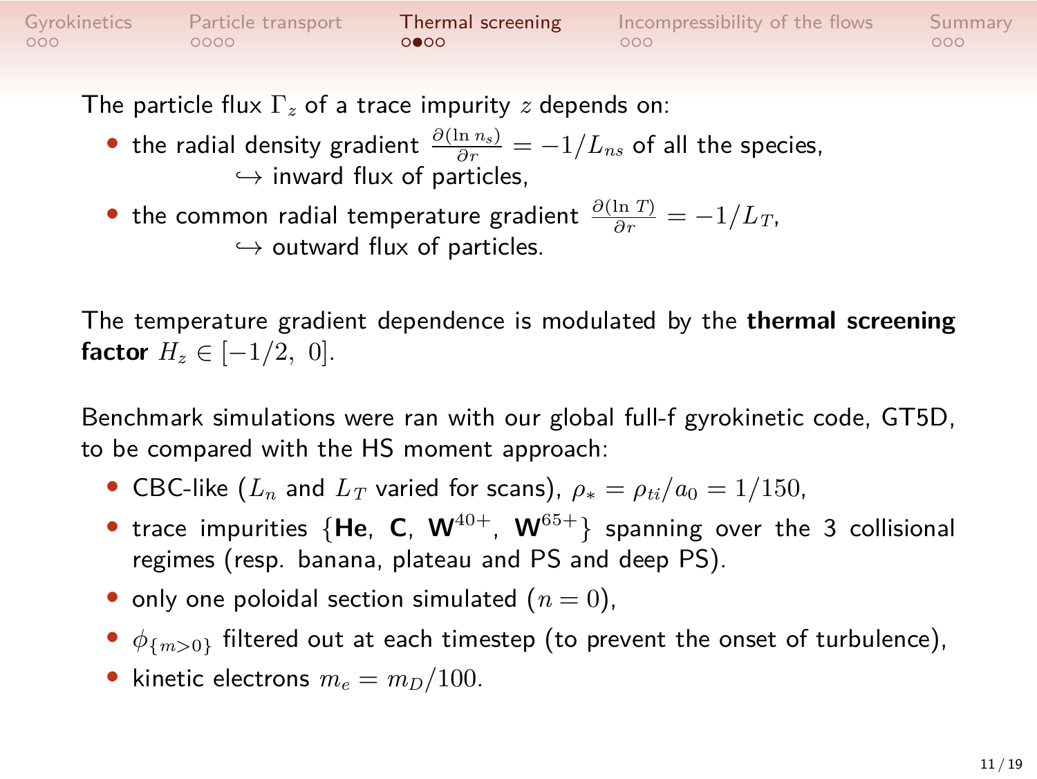The particle flux $\Gamma_z$ of a trace impurity $z$ depends on:

- the radial density gradient $\frac{\partial(\ln n_s)}{\partial r} = -1/L_{ns}$ of all the species,
  $\hookrightarrow$ inward flux of particles,
- the common radial temperature gradient $\frac{\partial(\ln T)}{\partial r} = -1/L_T$,
  $\hookrightarrow$ outward flux of particles.

The temperature gradient dependence is modulated by the **thermal screening factor** $H_z \in [-1/2,\ 0]$.

Benchmark simulations were ran with our global full-f gyrokinetic code, GT5D, to be compared with the HS moment approach:

- CBC-like ($L_n$ and $L_T$ varied for scans), $\rho_* = \rho_{ti}/a_0 = 1/150$,
- trace impurities $\{$**He**, **C**, **W**$^{40+}$, **W**$^{65+}\}$ spanning over the 3 collisional regimes (resp. banana, plateau and PS and deep PS).
- only one poloidal section simulated ($n = 0$),
- $\phi_{\{m>0\}}$ filtered out at each timestep (to prevent the onset of turbulence),
- kinetic electrons $m_e = m_D/100$.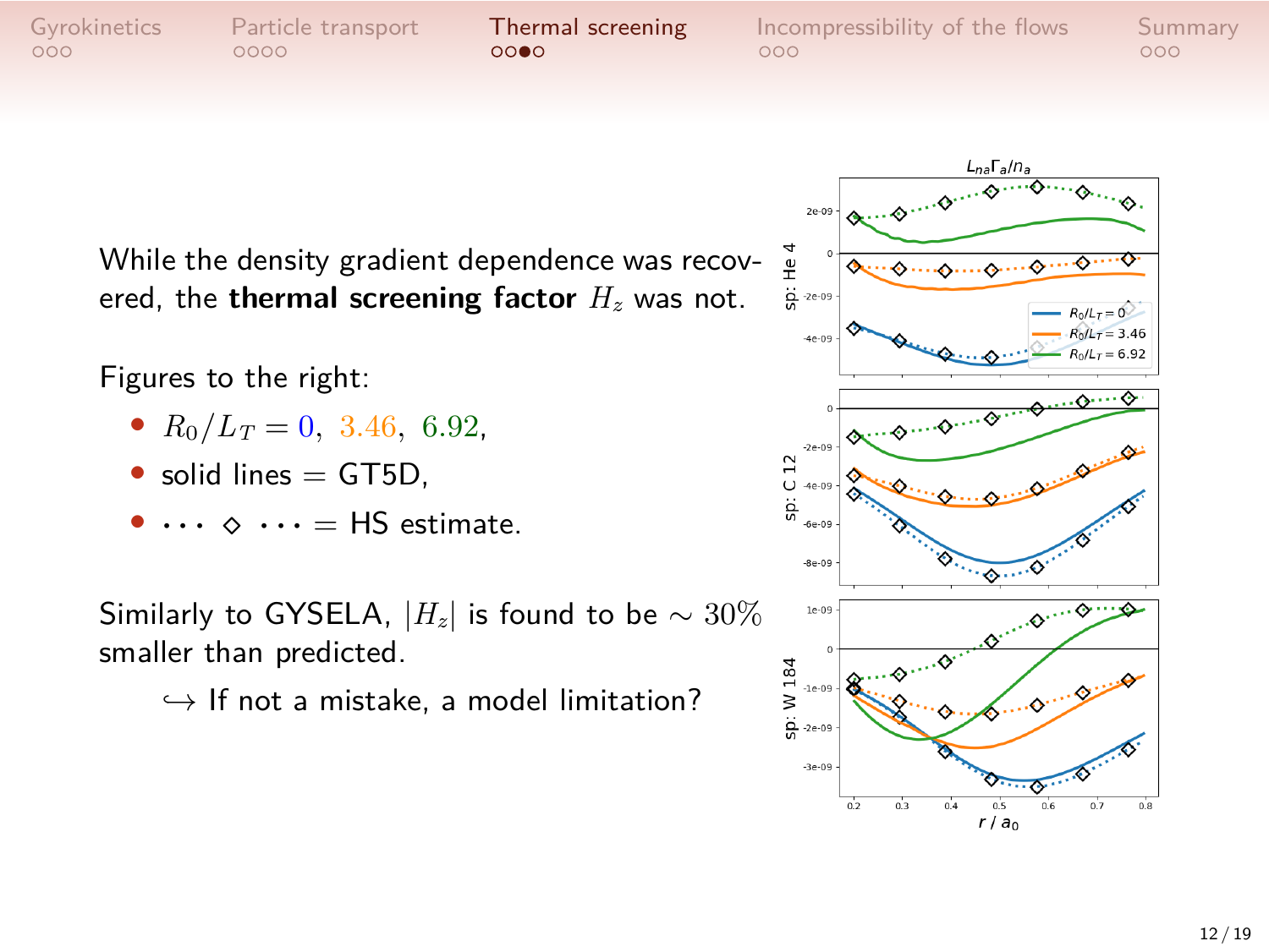While the density gradient dependence was recovered, the **thermal screening factor** $H_z$ was not.

Figures to the right:

- $R_0/L_T = 0, \ 3.46, \ 6.92$,
- solid lines = GT5D,
- $\cdots \diamond \cdots$ = HS estimate.

Similarly to GYSELA, $|H_z|$ is found to be $\sim 30\%$ smaller than predicted.

$\hookrightarrow$ If not a mistake, a model limitation?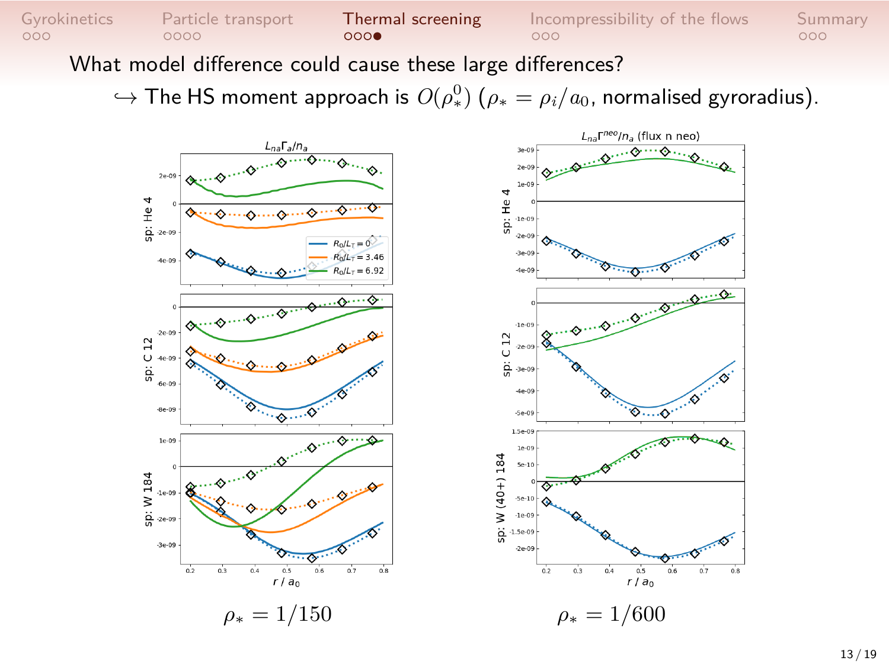What model difference could cause these large differences?

$\hookrightarrow$ The HS moment approach is $O(\rho_*^0)$ ($\rho_* = \rho_i/a_0$, normalised gyroradius).

$\rho_* = 1/150$

$\rho_* = 1/600$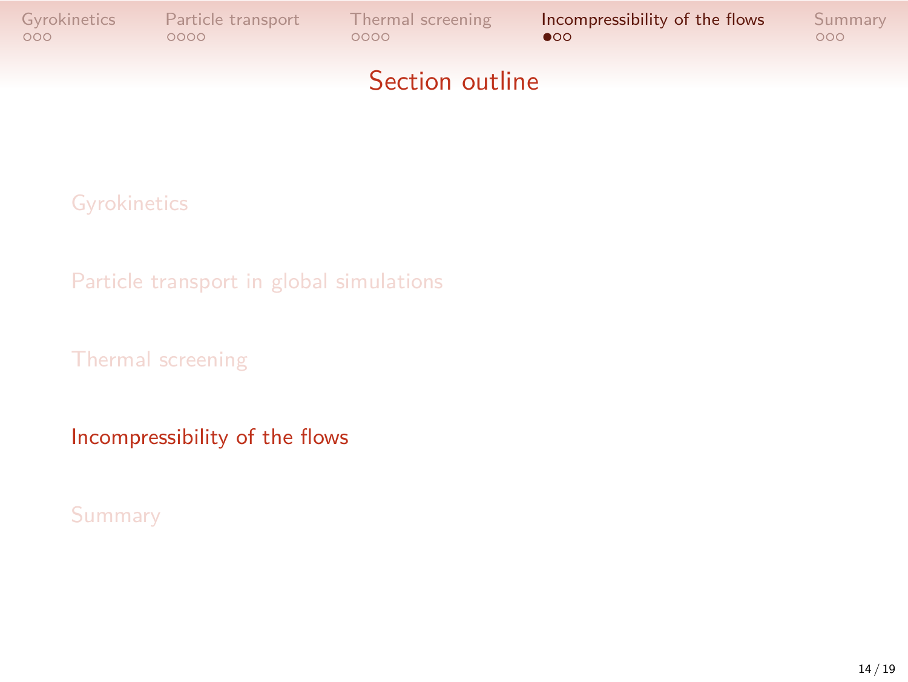## Section outline

- Gyrokinetics
- Particle transport in global simulations
- Thermal screening
- **Incompressibility of the flows**
- Summary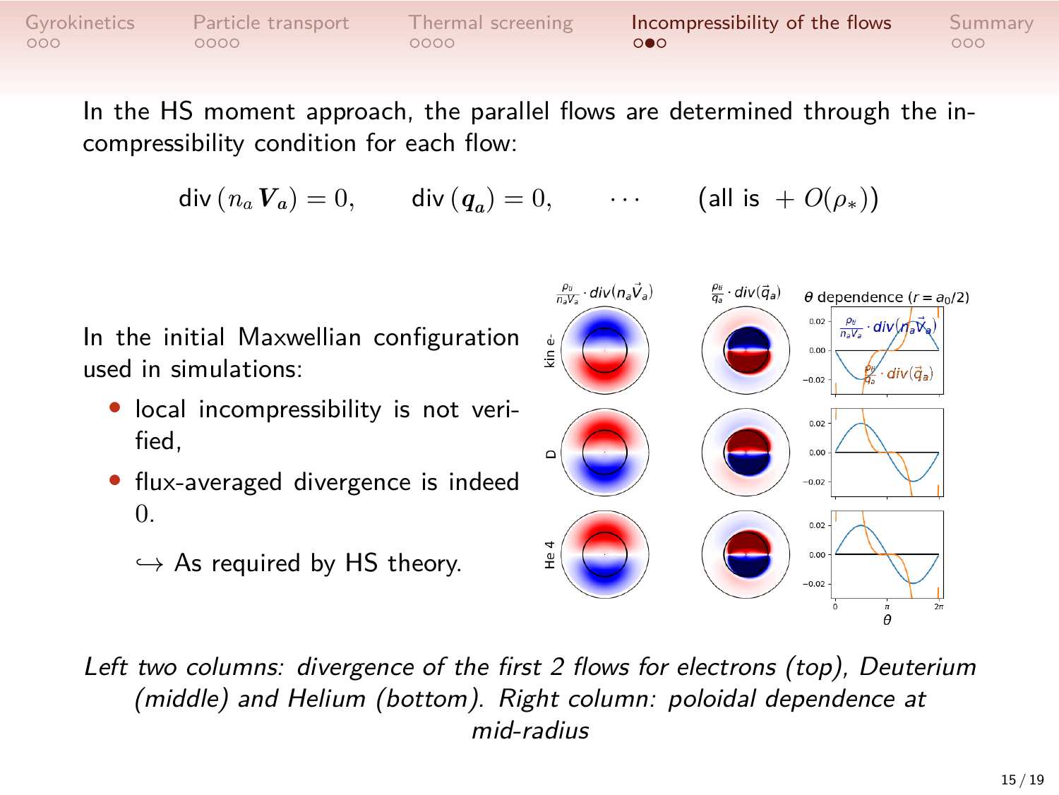In the HS moment approach, the parallel flows are determined through the incompressibility condition for each flow:

$$\text{div}\,(n_a \boldsymbol{V_a}) = 0, \qquad \text{div}\,(\boldsymbol{q_a}) = 0, \qquad \cdots \qquad (\text{all is } + O(\rho_*))$$

In the initial Maxwellian configuration used in simulations:

- local incompressibility is not verified,
- flux-averaged divergence is indeed 0.

  ↪ As required by HS theory.

*Left two columns: divergence of the first 2 flows for electrons (top), Deuterium (middle) and Helium (bottom). Right column: poloidal dependence at mid-radius*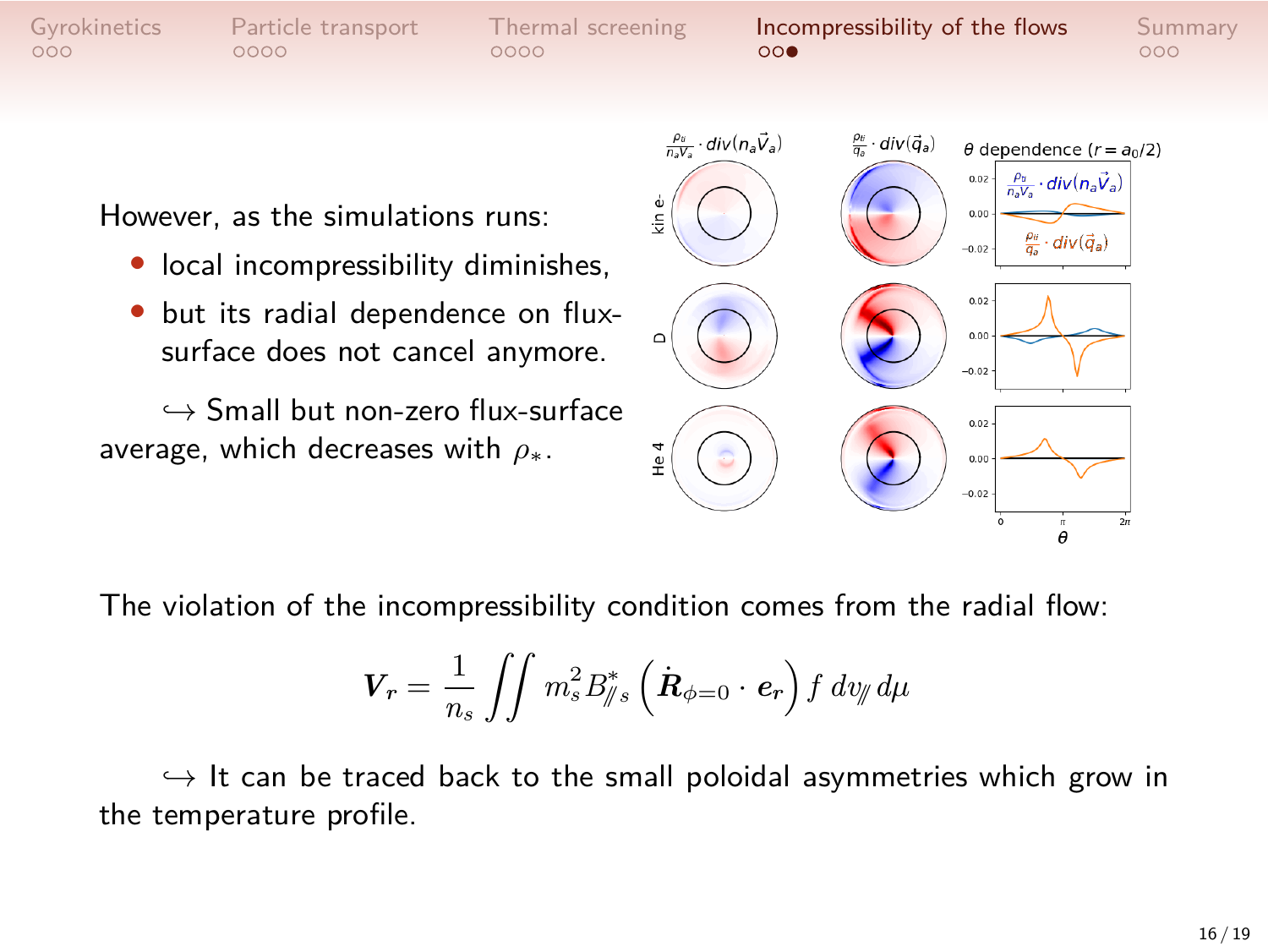However, as the simulations runs:

- local incompressibility diminishes,
- but its radial dependence on flux-surface does not cancel anymore.

↪ Small but non-zero flux-surface average, which decreases with $\rho_*$.

The violation of the incompressibility condition comes from the radial flow:

$$\boldsymbol{V_r} = \frac{1}{n_s} \iint m_s^2 B_{/\!/ s}^* \left( \dot{\boldsymbol{R}}_{\phi=0} \cdot \boldsymbol{e_r} \right) f \, dv_{/\!/} \, d\mu$$

↪ It can be traced back to the small poloidal asymmetries which grow in the temperature profile.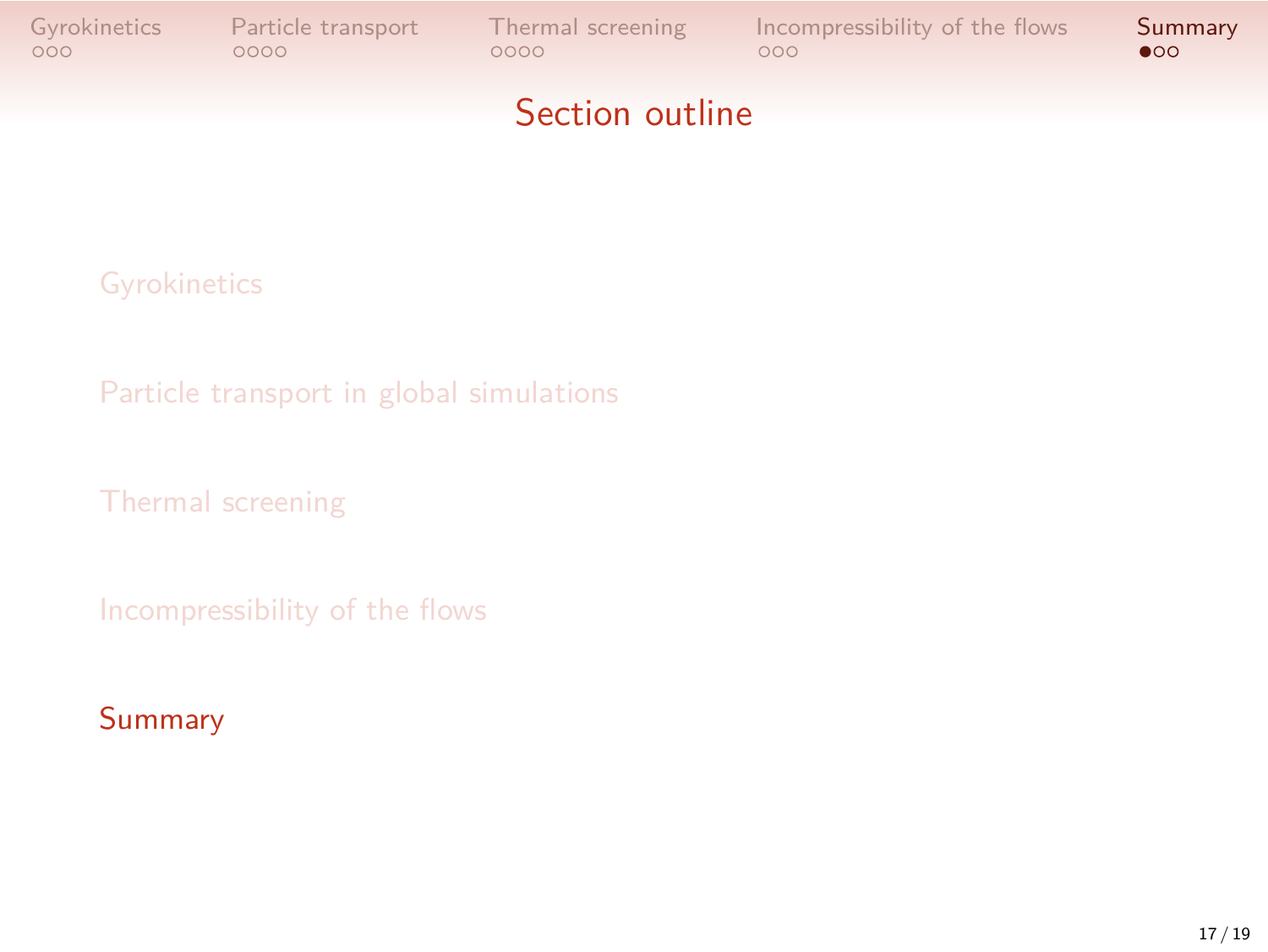## Section outline

- Gyrokinetics
- Particle transport in global simulations
- Thermal screening
- Incompressibility of the flows
- **Summary**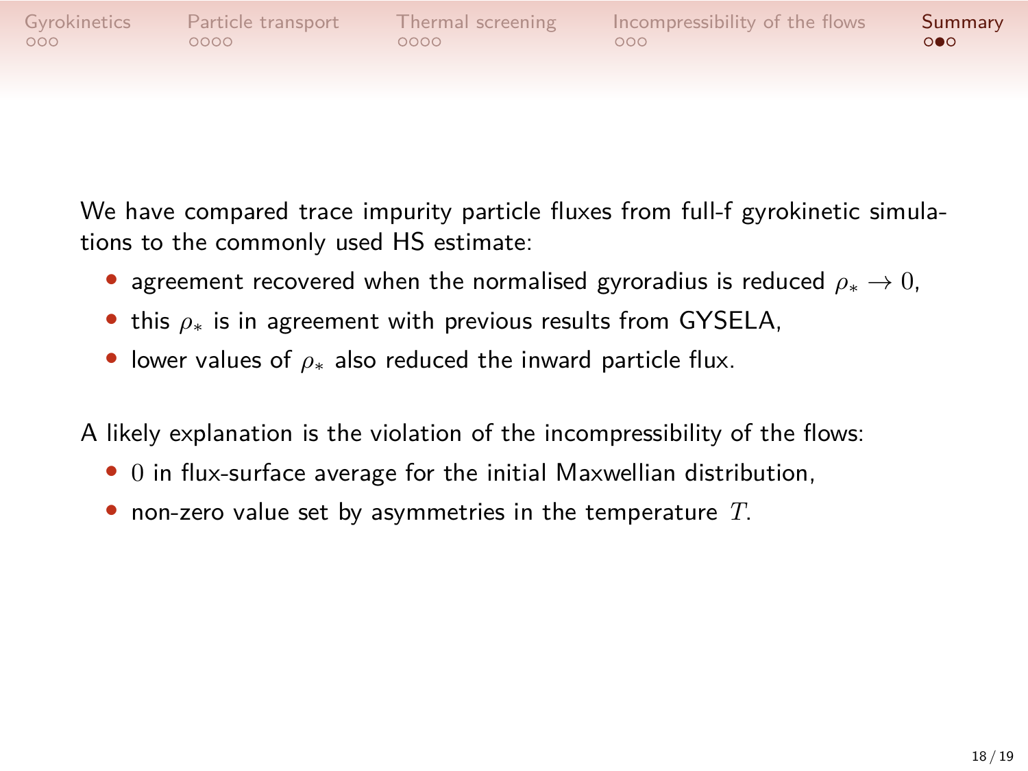We have compared trace impurity particle fluxes from full-f gyrokinetic simulations to the commonly used HS estimate:

- agreement recovered when the normalised gyroradius is reduced $\rho_* \to 0$,
- this $\rho_*$ is in agreement with previous results from GYSELA,
- lower values of $\rho_*$ also reduced the inward particle flux.

A likely explanation is the violation of the incompressibility of the flows:

- $0$ in flux-surface average for the initial Maxwellian distribution,
- non-zero value set by asymmetries in the temperature $T$.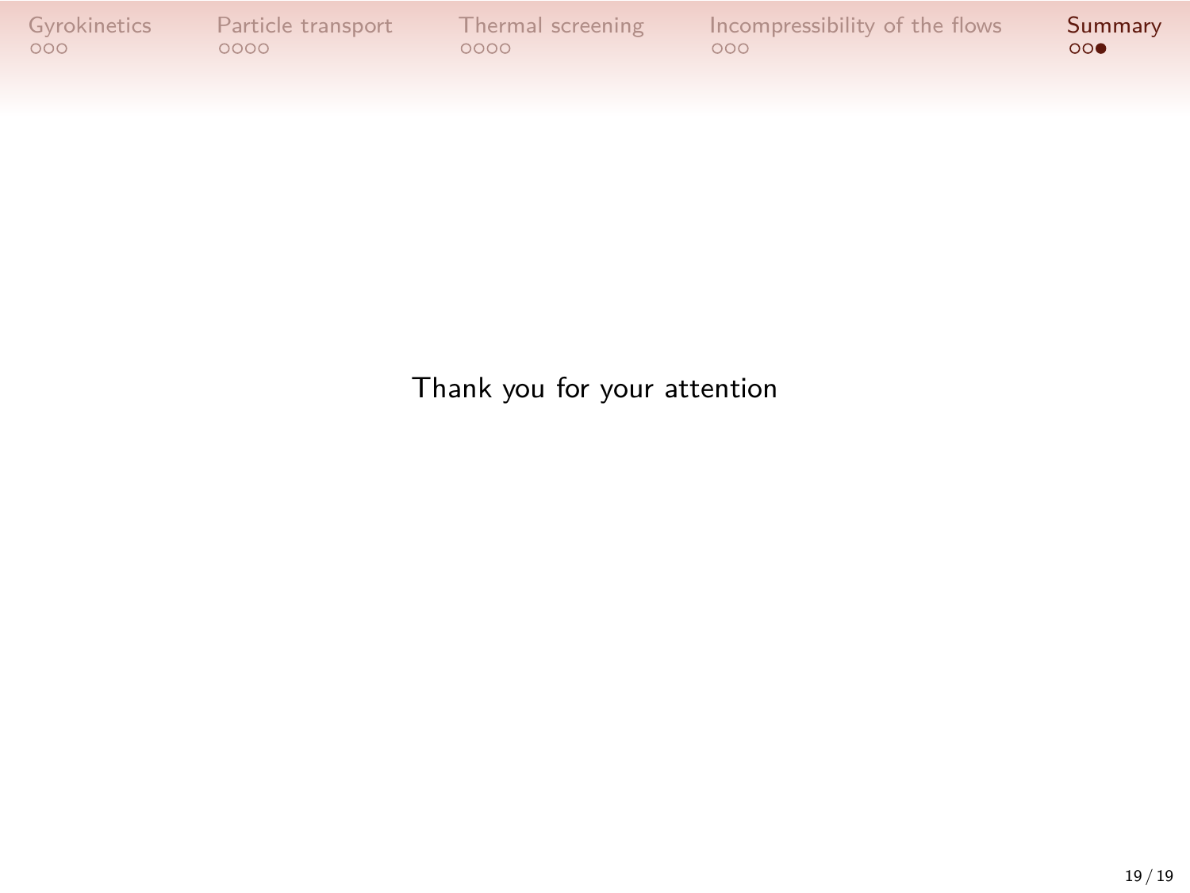Thank you for your attention